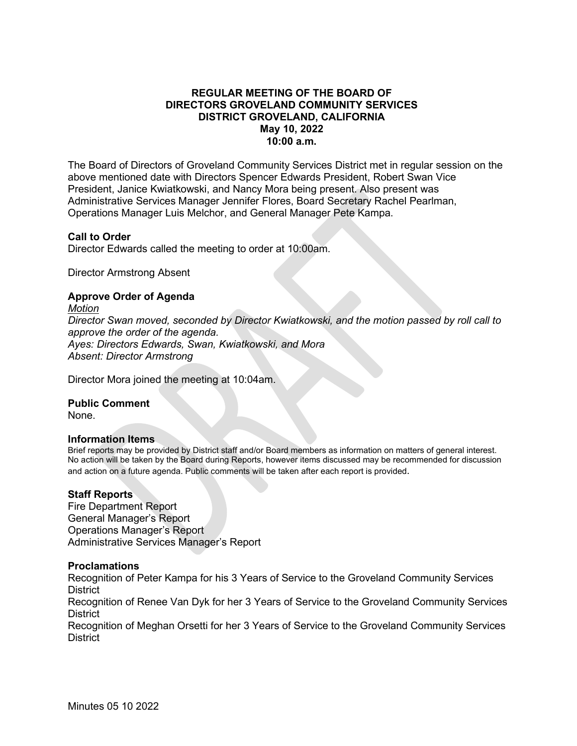**REGULAR MEETING OF THE BOARD OF DIRECTORS GROVELAND COMMUNITY SERVICES DISTRICT GROVELAND, CALIFORNIA**
**May 10, 2022**
**10:00 a.m.**

The Board of Directors of Groveland Community Services District met in regular session on the above mentioned date with Directors Spencer Edwards President, Robert Swan Vice President, Janice Kwiatkowski, and Nancy Mora being present. Also present was Administrative Services Manager Jennifer Flores, Board Secretary Rachel Pearlman, Operations Manager Luis Melchor, and General Manager Pete Kampa.

**Call to Order**
Director Edwards called the meeting to order at 10:00am.

Director Armstrong Absent

**Approve Order of Agenda**
*Motion*
*Director Swan moved, seconded by Director Kwiatkowski, and the motion passed by roll call to approve the order of the agenda.*
*Ayes: Directors Edwards, Swan, Kwiatkowski, and Mora*
*Absent: Director Armstrong*

Director Mora joined the meeting at 10:04am.

**Public Comment**
None.

**Information Items**
Brief reports may be provided by District staff and/or Board members as information on matters of general interest. No action will be taken by the Board during Reports, however items discussed may be recommended for discussion and action on a future agenda. Public comments will be taken after each report is provided.

**Staff Reports**
Fire Department Report
General Manager's Report
Operations Manager's Report
Administrative Services Manager's Report

**Proclamations**
Recognition of Peter Kampa for his 3 Years of Service to the Groveland Community Services District
Recognition of Renee Van Dyk for her 3 Years of Service to the Groveland Community Services District
Recognition of Meghan Orsetti for her 3 Years of Service to the Groveland Community Services District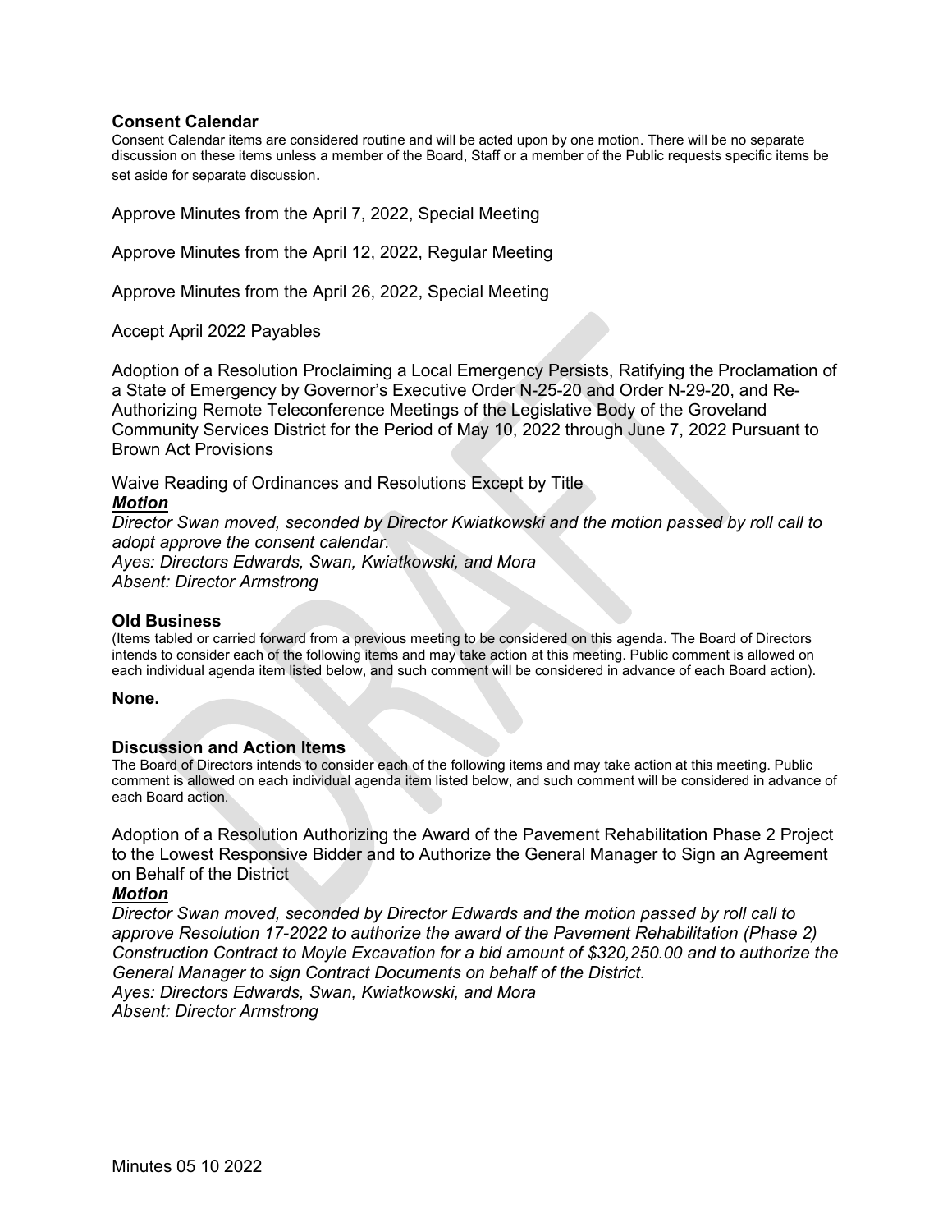### Consent Calendar

Consent Calendar items are considered routine and will be acted upon by one motion. There will be no separate discussion on these items unless a member of the Board, Staff or a member of the Public requests specific items be set aside for separate discussion.

Approve Minutes from the April 7, 2022, Special Meeting

Approve Minutes from the April 12, 2022, Regular Meeting

Approve Minutes from the April 26, 2022, Special Meeting

Accept April 2022 Payables

Adoption of a Resolution Proclaiming a Local Emergency Persists, Ratifying the Proclamation of a State of Emergency by Governor's Executive Order N-25-20 and Order N-29-20, and Re-Authorizing Remote Teleconference Meetings of the Legislative Body of the Groveland Community Services District for the Period of May 10, 2022 through June 7, 2022 Pursuant to Brown Act Provisions

Waive Reading of Ordinances and Resolutions Except by Title

***Motion***

*Director Swan moved, seconded by Director Kwiatkowski and the motion passed by roll call to adopt approve the consent calendar.*
*Ayes: Directors Edwards, Swan, Kwiatkowski, and Mora*
*Absent: Director Armstrong*

### Old Business

(Items tabled or carried forward from a previous meeting to be considered on this agenda. The Board of Directors intends to consider each of the following items and may take action at this meeting. Public comment is allowed on each individual agenda item listed below, and such comment will be considered in advance of each Board action).

**None.**

### Discussion and Action Items

The Board of Directors intends to consider each of the following items and may take action at this meeting. Public comment is allowed on each individual agenda item listed below, and such comment will be considered in advance of each Board action.

Adoption of a Resolution Authorizing the Award of the Pavement Rehabilitation Phase 2 Project to the Lowest Responsive Bidder and to Authorize the General Manager to Sign an Agreement on Behalf of the District

***Motion***

*Director Swan moved, seconded by Director Edwards and the motion passed by roll call to approve Resolution 17-2022 to authorize the award of the Pavement Rehabilitation (Phase 2) Construction Contract to Moyle Excavation for a bid amount of $320,250.00 and to authorize the General Manager to sign Contract Documents on behalf of the District.*
*Ayes: Directors Edwards, Swan, Kwiatkowski, and Mora*
*Absent: Director Armstrong*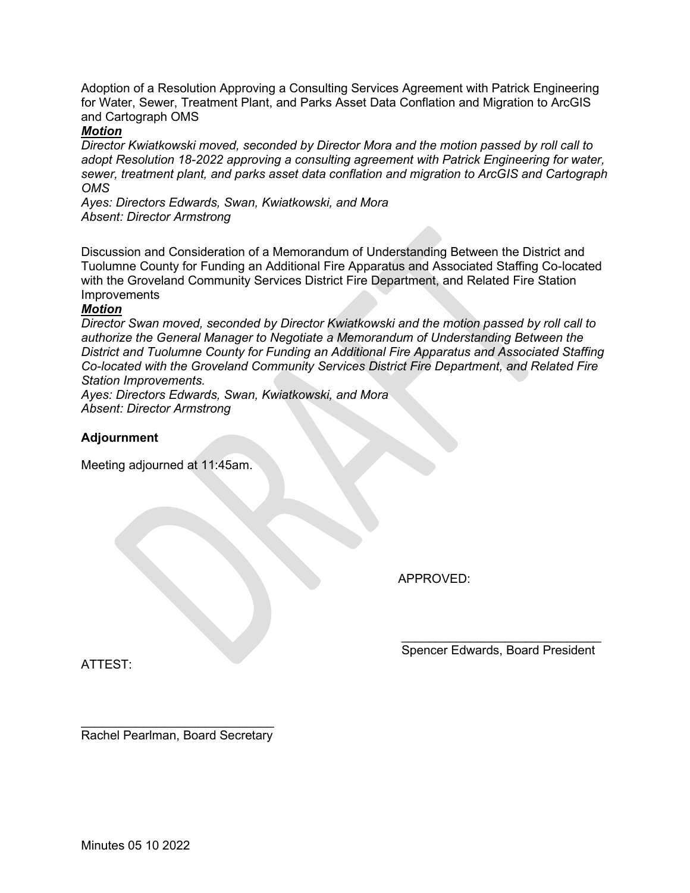Adoption of a Resolution Approving a Consulting Services Agreement with Patrick Engineering for Water, Sewer, Treatment Plant, and Parks Asset Data Conflation and Migration to ArcGIS and Cartograph OMS

***Motion***

*Director Kwiatkowski moved, seconded by Director Mora and the motion passed by roll call to adopt Resolution 18-2022 approving a consulting agreement with Patrick Engineering for water, sewer, treatment plant, and parks asset data conflation and migration to ArcGIS and Cartograph OMS*

*Ayes: Directors Edwards, Swan, Kwiatkowski, and Mora*

*Absent: Director Armstrong*

Discussion and Consideration of a Memorandum of Understanding Between the District and Tuolumne County for Funding an Additional Fire Apparatus and Associated Staffing Co-located with the Groveland Community Services District Fire Department, and Related Fire Station Improvements

***Motion***

*Director Swan moved, seconded by Director Kwiatkowski and the motion passed by roll call to authorize the General Manager to Negotiate a Memorandum of Understanding Between the District and Tuolumne County for Funding an Additional Fire Apparatus and Associated Staffing Co-located with the Groveland Community Services District Fire Department, and Related Fire Station Improvements.*

*Ayes: Directors Edwards, Swan, Kwiatkowski, and Mora*

*Absent: Director Armstrong*

**Adjournment**

Meeting adjourned at 11:45am.

APPROVED:

\_\_\_\_\_\_\_\_\_\_\_\_\_\_\_\_\_\_\_\_\_\_\_\_\_\_\_\_\_\_

Spencer Edwards, Board President

ATTEST:

\_\_\_\_\_\_\_\_\_\_\_\_\_\_\_\_\_\_\_\_\_\_\_\_\_\_\_\_\_\_

Rachel Pearlman, Board Secretary

Minutes 05 10 2022